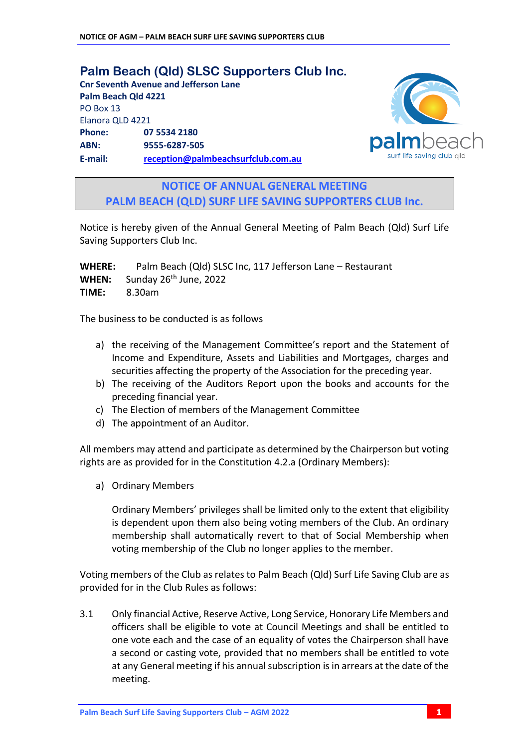# Palm Beach (Qld) SLSC Supporters Club Inc.

**Cnr Seventh Avenue and Jefferson Lane**
**Palm Beach Qld 4221**
PO Box 13
Elanora QLD 4221

**Phone:** **07 5534 2180**
**ABN:** **9555-6287-505**
**E-mail:** **reception@palmbeachsurfclub.com.au**

## NOTICE OF ANNUAL GENERAL MEETING
## PALM BEACH (QLD) SURF LIFE SAVING SUPPORTERS CLUB Inc.

Notice is hereby given of the Annual General Meeting of Palm Beach (Qld) Surf Life Saving Supporters Club Inc.

**WHERE:** Palm Beach (Qld) SLSC Inc, 117 Jefferson Lane – Restaurant
**WHEN:** Sunday 26th June, 2022
**TIME:** 8.30am

The business to be conducted is as follows

a) the receiving of the Management Committee's report and the Statement of Income and Expenditure, Assets and Liabilities and Mortgages, charges and securities affecting the property of the Association for the preceding year.
b) The receiving of the Auditors Report upon the books and accounts for the preceding financial year.
c) The Election of members of the Management Committee
d) The appointment of an Auditor.

All members may attend and participate as determined by the Chairperson but voting rights are as provided for in the Constitution 4.2.a (Ordinary Members):

a) Ordinary Members

   Ordinary Members' privileges shall be limited only to the extent that eligibility is dependent upon them also being voting members of the Club. An ordinary membership shall automatically revert to that of Social Membership when voting membership of the Club no longer applies to the member.

Voting members of the Club as relates to Palm Beach (Qld) Surf Life Saving Club are as provided for in the Club Rules as follows:

3.1 Only financial Active, Reserve Active, Long Service, Honorary Life Members and officers shall be eligible to vote at Council Meetings and shall be entitled to one vote each and the case of an equality of votes the Chairperson shall have a second or casting vote, provided that no members shall be entitled to vote at any General meeting if his annual subscription is in arrears at the date of the meeting.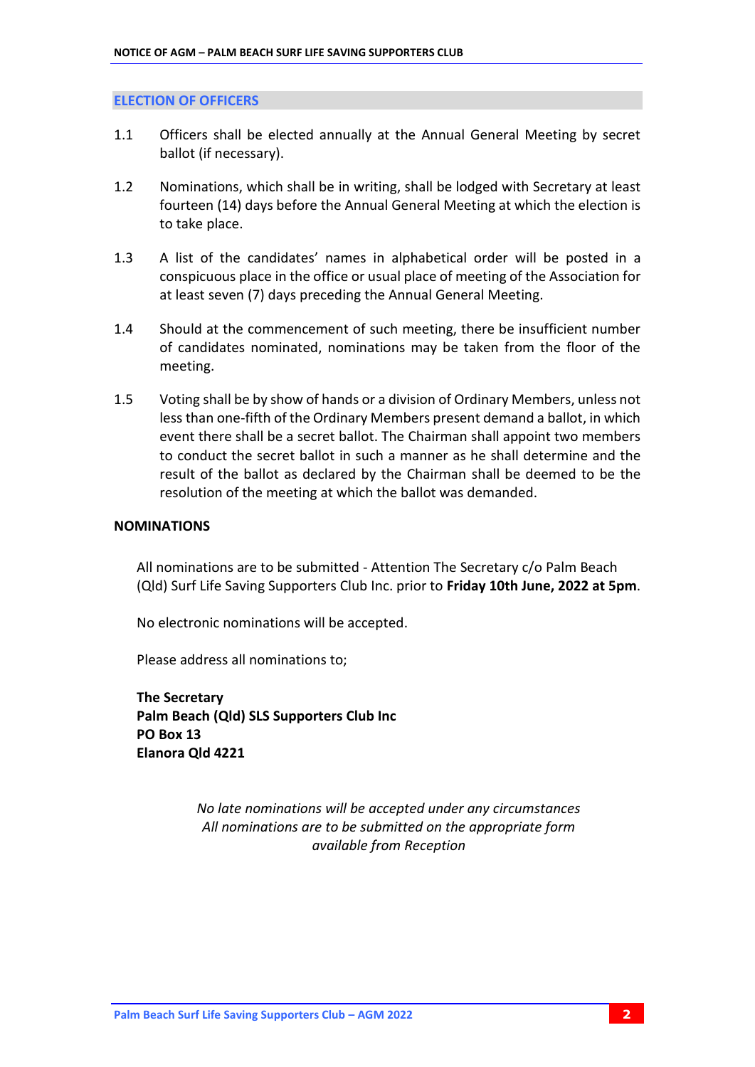## ELECTION OF OFFICERS

1.1 Officers shall be elected annually at the Annual General Meeting by secret ballot (if necessary).

1.2 Nominations, which shall be in writing, shall be lodged with Secretary at least fourteen (14) days before the Annual General Meeting at which the election is to take place.

1.3 A list of the candidates' names in alphabetical order will be posted in a conspicuous place in the office or usual place of meeting of the Association for at least seven (7) days preceding the Annual General Meeting.

1.4 Should at the commencement of such meeting, there be insufficient number of candidates nominated, nominations may be taken from the floor of the meeting.

1.5 Voting shall be by show of hands or a division of Ordinary Members, unless not less than one-fifth of the Ordinary Members present demand a ballot, in which event there shall be a secret ballot. The Chairman shall appoint two members to conduct the secret ballot in such a manner as he shall determine and the result of the ballot as declared by the Chairman shall be deemed to be the resolution of the meeting at which the ballot was demanded.

## NOMINATIONS

All nominations are to be submitted - Attention The Secretary c/o Palm Beach (Qld) Surf Life Saving Supporters Club Inc. prior to **Friday 10th June, 2022 at 5pm**.

No electronic nominations will be accepted.

Please address all nominations to;

**The Secretary**
**Palm Beach (Qld) SLS Supporters Club Inc**
**PO Box 13**
**Elanora Qld 4221**

*No late nominations will be accepted under any circumstances*
*All nominations are to be submitted on the appropriate form available from Reception*